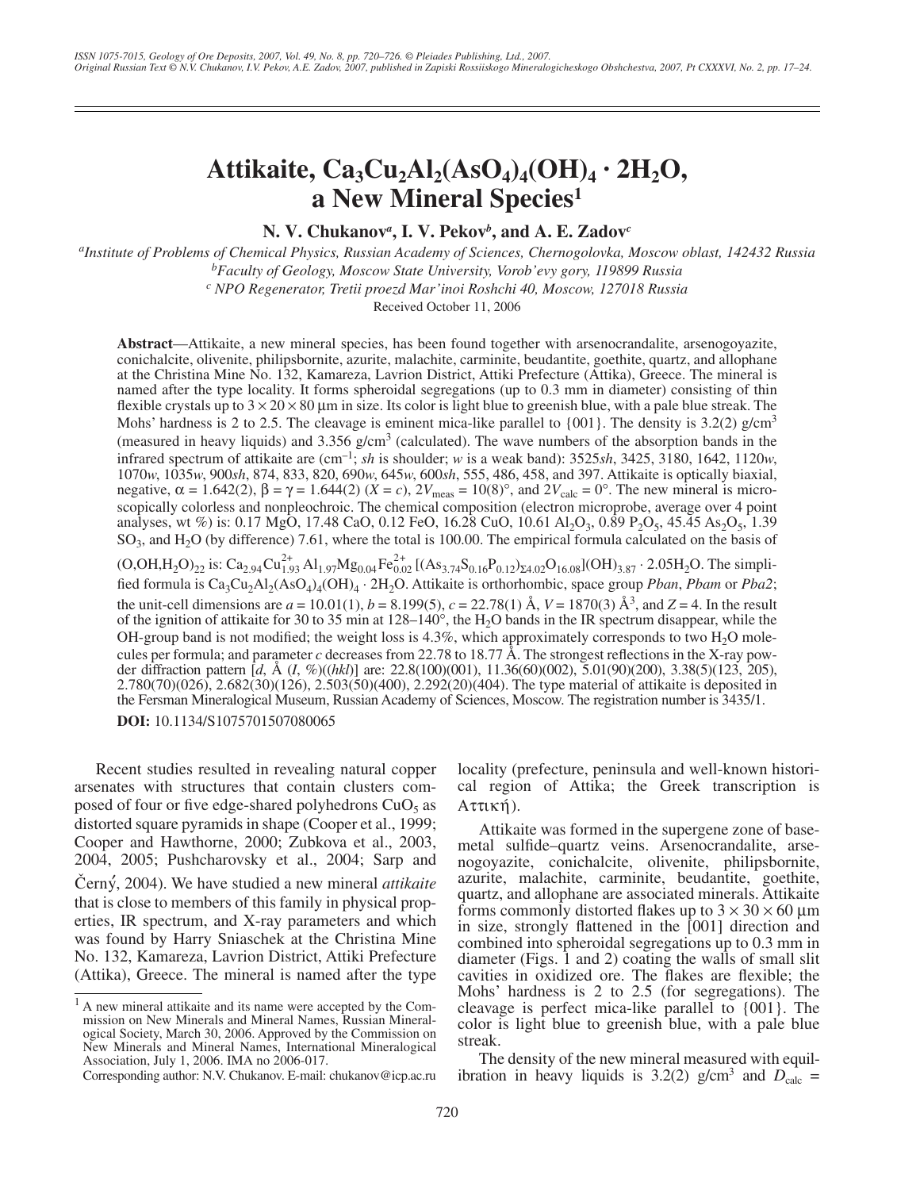# Attikaite, $Ca_3Cu_2Al_2(AsO_4)_4(OH)_4 \cdot 2H_2O$, a New Mineral Species[1]

**N. V. Chukanov[a], I. V. Pekov[b], and A. E. Zadov[c]**

[a]*Institute of Problems of Chemical Physics, Russian Academy of Sciences, Chernogolovka, Moscow oblast, 142432 Russia*

[b]*Faculty of Geology, Moscow State University, Vorob'evy gory, 119899 Russia*

[c] *NPO Regenerator, Tretii proezd Mar'inoi Roshchi 40, Moscow, 127018 Russia*

Received October 11, 2006

**Abstract**—Attikaite, a new mineral species, has been found together with arsenocrandalite, arsenogoyazite, conichalcite, olivenite, philipsbornite, azurite, malachite, carminite, beudantite, goethite, quartz, and allophane at the Christina Mine No. 132, Kamareza, Lavrion District, Attiki Prefecture (Attika), Greece. The mineral is named after the type locality. It forms spheroidal segregations (up to 0.3 mm in diameter) consisting of thin flexible crystals up to $3 \times 20 \times 80$ μm in size. Its color is light blue to greenish blue, with a pale blue streak. The Mohs' hardness is 2 to 2.5. The cleavage is eminent mica-like parallel to {001}. The density is 3.2(2) g/cm$^3$ (measured in heavy liquids) and 3.356 g/cm$^3$ (calculated). The wave numbers of the absorption bands in the infrared spectrum of attikaite are (cm$^{-1}$; *sh* is shoulder; *w* is a weak band): 3525*sh*, 3425, 3180, 1642, 1120*w*, 1070*w*, 1035*w*, 900*sh*, 874, 833, 820, 690*w*, 645*w*, 600*sh*, 555, 486, 458, and 397. Attikaite is optically biaxial, negative, $\alpha = 1.642(2)$, $\beta = \gamma = 1.644(2)$ ($X = c$), $2V_{meas} = 10(8)°$, and $2V_{calc} = 0°$. The new mineral is microscopically colorless and nonpleochroic. The chemical composition (electron microprobe, average over 4 point analyses, wt %) is: 0.17 MgO, 17.48 CaO, 0.12 FeO, 16.28 CuO, 10.61 $Al_2O_3$, 0.89 $P_2O_5$, 45.45 $As_2O_5$, 1.39 $SO_3$, and $H_2O$ (by difference) 7.61, where the total is 100.00. The empirical formula calculated on the basis of $(O,OH,H_2O)_{22}$ is: $Ca_{2.94}Cu^{2+}_{1.93}Al_{1.97}Mg_{0.04}Fe^{2+}_{0.02}[(As_{3.74}S_{0.16}P_{0.12})_{\Sigma 4.02}O_{16.08}](OH)_{3.87} \cdot 2.05H_2O$. The simplified formula is $Ca_3Cu_2Al_2(AsO_4)_4(OH)_4 \cdot 2H_2O$. Attikaite is orthorhombic, space group *Pban*, *Pbam* or *Pba2*; the unit-cell dimensions are $a = 10.01(1)$, $b = 8.199(5)$, $c = 22.78(1)$ Å, $V = 1870(3)$ Å$^3$, and $Z = 4$. In the result of the ignition of attikaite for 30 to 35 min at 128–140°, the $H_2O$ bands in the IR spectrum disappear, while the OH-group band is not modified; the weight loss is 4.3%, which approximately corresponds to two $H_2O$ molecules per formula; and parameter *c* decreases from 22.78 to 18.77 Å. The strongest reflections in the X-ray powder diffraction pattern [*d*, Å (*I*, %)((*hkl*)] are: 22.8(100)(001), 11.36(60)(002), 5.01(90)(200), 3.38(5)(123, 205), 2.780(70)(026), 2.682(30)(126), 2.503(50)(400), 2.292(20)(404). The type material of attikaite is deposited in the Fersman Mineralogical Museum, Russian Academy of Sciences, Moscow. The registration number is 3435/1.

**DOI:** 10.1134/S1075701507080065

Recent studies resulted in revealing natural copper arsenates with structures that contain clusters composed of four or five edge-shared polyhedrons $CuO_5$ as distorted square pyramids in shape (Cooper et al., 1999; Cooper and Hawthorne, 2000; Zubkova et al., 2003, 2004, 2005; Pushcharovsky et al., 2004; Sarp and Černý, 2004). We have studied a new mineral *attikaite* that is close to members of this family in physical properties, IR spectrum, and X-ray parameters and which was found by Harry Sniaschek at the Christina Mine No. 132, Kamareza, Lavrion District, Attiki Prefecture (Attika), Greece. The mineral is named after the type locality (prefecture, peninsula and well-known historical region of Attika; the Greek transcription is Αττική).

Attikaite was formed in the supergene zone of base-metal sulfide–quartz veins. Arsenocrandalite, arsenogoyazite, conichalcite, olivenite, philipsbornite, azurite, malachite, carminite, beudantite, goethite, quartz, and allophane are associated minerals. Attikaite forms commonly distorted flakes up to $3 \times 30 \times 60$ μm in size, strongly flattened in the [001] direction and combined into spheroidal segregations up to 0.3 mm in diameter (Figs. 1 and 2) coating the walls of small slit cavities in oxidized ore. The flakes are flexible; the Mohs' hardness is 2 to 2.5 (for segregations). The cleavage is perfect mica-like parallel to {001}. The color is light blue to greenish blue, with a pale blue streak.

The density of the new mineral measured with equilibration in heavy liquids is 3.2(2) g/cm$^3$ and $D_{calc}$ =

[1] A new mineral attikaite and its name were accepted by the Commission on New Minerals and Mineral Names, Russian Mineralogical Society, March 30, 2006. Approved by the Commission on New Minerals and Mineral Names, International Mineralogical Association, July 1, 2006. IMA no 2006-017.

Corresponding author: N.V. Chukanov. E-mail: chukanov@icp.ac.ru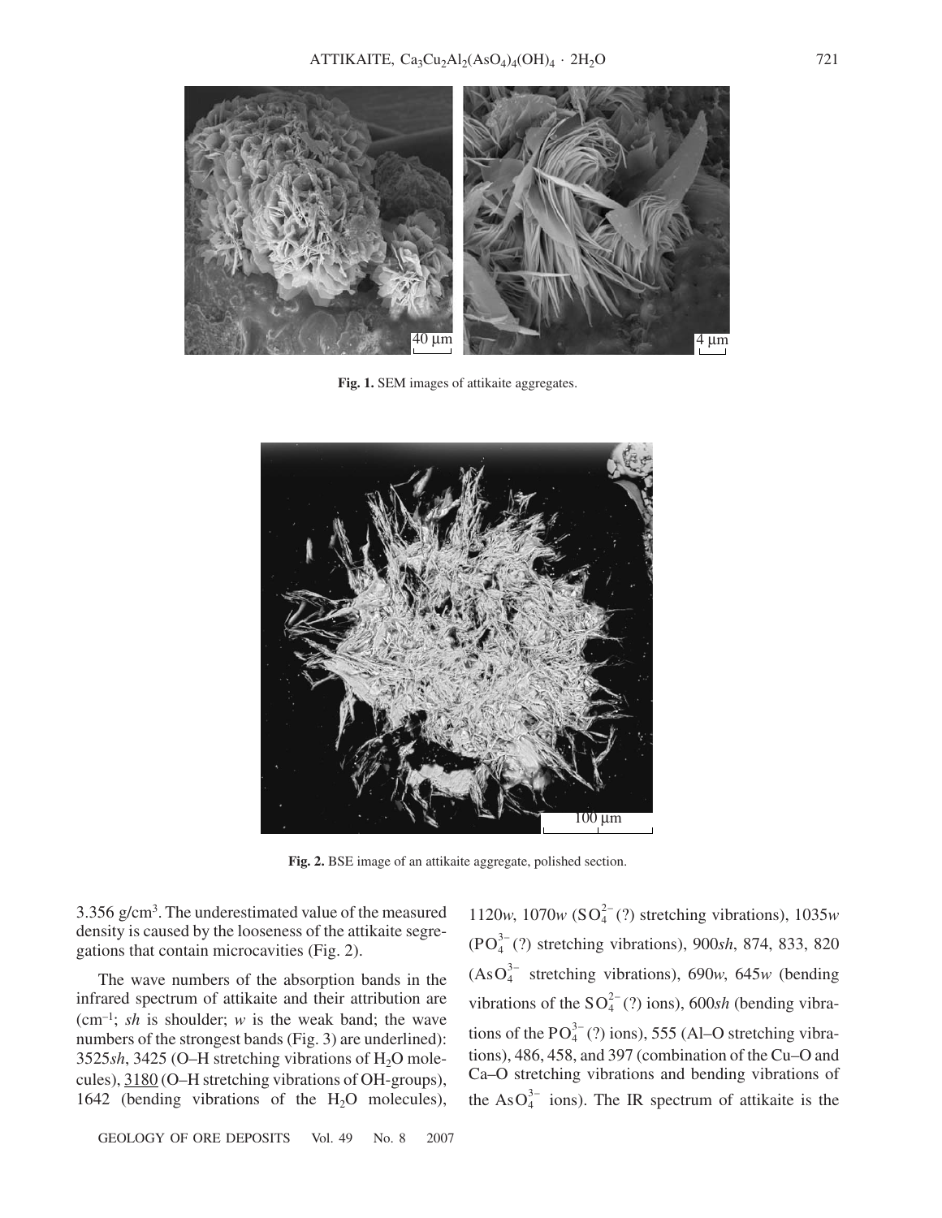Fig. 1. SEM images of attikaite aggregates.

Fig. 2. BSE image of an attikaite aggregate, polished section.

3.356 g/cm[3]. The underestimated value of the measured density is caused by the looseness of the attikaite segregations that contain microcavities (Fig. 2).

The wave numbers of the absorption bands in the infrared spectrum of attikaite and their attribution are (cm$^{-1}$; *sh* is shoulder; *w* is the weak band; the wave numbers of the strongest bands (Fig. 3) are underlined): 3525*sh*, 3425 (O–H stretching vibrations of $H_2O$ molecules), <u>3180</u> (O–H stretching vibrations of OH-groups), 1642 (bending vibrations of the $H_2O$ molecules), 1120*w*, 1070*w* ($SO_4^{2-}$ (?) stretching vibrations), 1035*w* ($PO_4^{3-}$ (?) stretching vibrations), 900*sh*, 874, 833, 820 ($AsO_4^{3-}$ stretching vibrations), 690*w*, 645*w* (bending vibrations of the $SO_4^{2-}$ (?) ions), 600*sh* (bending vibrations of the $PO_4^{3-}$ (?) ions), 555 (Al–O stretching vibrations), 486, 458, and 397 (combination of the Cu–O and Ca–O stretching vibrations and bending vibrations of the $AsO_4^{3-}$ ions). The IR spectrum of attikaite is the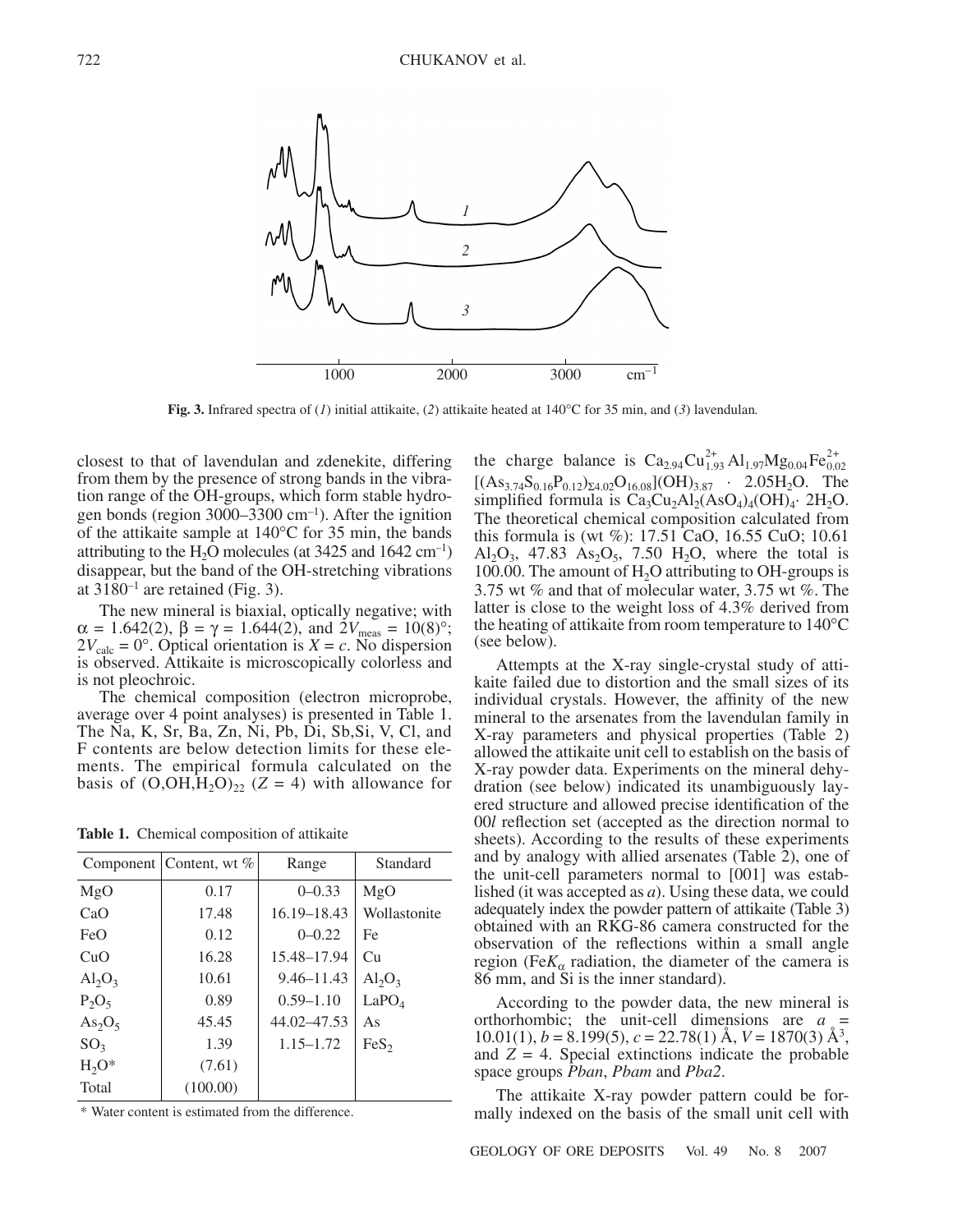Fig. 3. Infrared spectra of (*1*) initial attikaite, (*2*) attikaite heated at 140°C for 35 min, and (*3*) lavendulan.

closest to that of lavendulan and zdenekite, differing from them by the presence of strong bands in the vibration range of the OH-groups, which form stable hydrogen bonds (region 3000–3300 cm$^{-1}$). After the ignition of the attikaite sample at 140°C for 35 min, the bands attributing to the $H_2O$ molecules (at 3425 and 1642 cm$^{-1}$) disappear, but the band of the OH-stretching vibrations at 3180$^{-1}$ are retained (Fig. 3).

The new mineral is biaxial, optically negative; with $\alpha$ = 1.642(2), $\beta = \gamma$ = 1.644(2), and $2V_{meas}$ = 10(8)°; $2V_{calc}$ = 0°. Optical orientation is $X = c$. No dispersion is observed. Attikaite is microscopically colorless and is not pleochroic.

The chemical composition (electron microprobe, average over 4 point analyses) is presented in Table 1. The Na, K, Sr, Ba, Zn, Ni, Pb, Di, Sb,Si, V, Cl, and F contents are below detection limits for these elements. The empirical formula calculated on the basis of $(O,OH,H_2O)_{22}$ ($Z$ = 4) with allowance for the charge balance is $Ca_{2.94}Cu^{2+}_{1.93}Al_{1.97}Mg_{0.04}Fe^{2+}_{0.02}$ $[(As_{3.74}S_{0.16}P_{0.12})_{\Sigma 4.02}O_{16.08}](OH)_{3.87}$ · $2.05H_2O$. The simplified formula is $Ca_3Cu_2Al_2(AsO_4)_4(OH)_4 \cdot 2H_2O$. The theoretical chemical composition calculated from this formula is (wt %): 17.51 CaO, 16.55 CuO; 10.61 $Al_2O_3$, 47.83 $As_2O_5$, 7.50 $H_2O$, where the total is 100.00. The amount of $H_2O$ attributing to OH-groups is 3.75 wt % and that of molecular water, 3.75 wt %. The latter is close to the weight loss of 4.3% derived from the heating of attikaite from room temperature to 140°C (see below).

**Table 1.** Chemical composition of attikaite

| Component | Content, wt % | Range | Standard |
|---|---|---|---|
| MgO | 0.17 | 0–0.33 | MgO |
| CaO | 17.48 | 16.19–18.43 | Wollastonite |
| FeO | 0.12 | 0–0.22 | Fe |
| CuO | 16.28 | 15.48–17.94 | Cu |
| $Al_2O_3$ | 10.61 | 9.46–11.43 | $Al_2O_3$ |
| $P_2O_5$ | 0.89 | 0.59–1.10 | $LaPO_4$ |
| $As_2O_5$ | 45.45 | 44.02–47.53 | As |
| $SO_3$ | 1.39 | 1.15–1.72 | $FeS_2$ |
| $H_2O$* | (7.61) | | |
| Total | (100.00) | | |

\* Water content is estimated from the difference.

Attempts at the X-ray single-crystal study of attikaite failed due to distortion and the small sizes of its individual crystals. However, the affinity of the new mineral to the arsenates from the lavendulan family in X-ray parameters and physical properties (Table 2) allowed the attikaite unit cell to establish on the basis of X-ray powder data. Experiments on the mineral dehydration (see below) indicated its unambiguously layered structure and allowed precise identification of the 00*l* reflection set (accepted as the direction normal to sheets). According to the results of these experiments and by analogy with allied arsenates (Table 2), one of the unit-cell parameters normal to [001] was established (it was accepted as *a*). Using these data, we could adequately index the powder pattern of attikaite (Table 3) obtained with an RKG-86 camera constructed for the observation of the reflections within a small angle region (Fe$K_\alpha$ radiation, the diameter of the camera is 86 mm, and Si is the inner standard).

According to the powder data, the new mineral is orthorhombic; the unit-cell dimensions are $a$ = 10.01(1), $b$ = 8.199(5), $c$ = 22.78(1) Å, $V$ = 1870(3) Å$^3$, and $Z$ = 4. Special extinctions indicate the probable space groups *Pban*, *Pbam* and *Pba*2.

The attikaite X-ray powder pattern could be formally indexed on the basis of the small unit cell with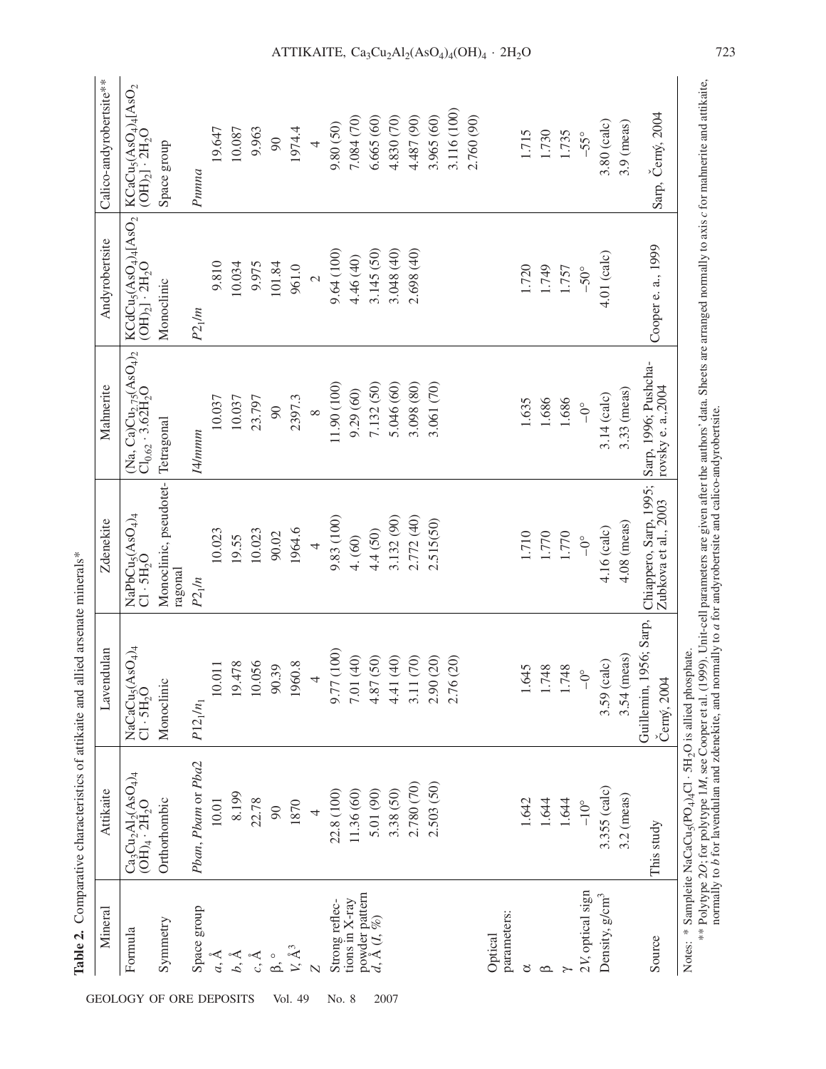**Table 2.** Comparative characteristics of attikaite and allied arsenate minerals*

| Mineral | Attikaite | Lavendulan | Zdenekite | Mahnerite | Andyrobertsite | Calico-andyrobertsite** |
|---|---|---|---|---|---|---|
| Formula | $Ca_3Cu_2Al_2(AsO_4)_4(OH)_4 \cdot 2H_2O$ | $NaCaCu_5(AsO_4)_4Cl \cdot 5H_2O$ | $NaPbCu_5(AsO_4)_4Cl \cdot 5H_2O$ | $(Na, Ca)Cu_{2.75}(AsO_4)_2Cl_{0.62} \cdot 3.62H_2O$ | $KCdCu_5(AsO_4)_4[AsO_2(OH)_2] \cdot 2H_2O$ | $KCaCu_5(AsO_4)_4[AsO_2(OH)_2] \cdot 2H_2O$ |
| Symmetry | Orthorhombic | Monoclinic | Monoclinic, pseudotetragonal | Tetragonal | Monoclinic | Space group |
| Space group | *Pban*, *Pbam* or *Pba*2 | $P12_1/n_1$ | $P2_1/n$ | *I*4/*mmm* | $P2_1/m$ | *Pnmna* |
| *a*, Å | 10.01 | 10.011 | 10.023 | 10.037 | 9.810 | 19.647 |
| *b*, Å | 8.199 | 19.478 | 19.55 | 10.037 | 10.034 | 10.087 |
| *c*, Å | 22.78 | 10.056 | 10.023 | 23.797 | 9.975 | 9.963 |
| β, ° | 90 | 90.39 | 90.02 | 90 | 101.84 | 90 |
| *V*, Å$^3$ | 1870 | 1960.8 | 1964.6 | 2397.3 | 961.0 | 1974.4 |
| *Z* | 4 | 4 | 4 | 8 | 2 | 4 |
| Strong reflections in X-ray powder pattern *d*, Å (*I*, %) | 22.8 (100)<br>11.36 (60)<br>5.01 (90)<br>3.38 (50)<br>2.780 (70)<br>2.503 (50) | 9.77 (100)<br>7.01 (40)<br>4.87 (50)<br>4.41 (40)<br>3.11 (70)<br>2.90 (20)<br>2.76 (20) | 9.83 (100)<br>4. (60)<br>4.4 (50)<br>3.132 (90)<br>2.772 (40)<br>2.515(50) | 11.90 (100)<br>9.29 (60)<br>7.132 (50)<br>5.046 (60)<br>3.098 (80)<br>3.061 (70) | 9.64 (100)<br>4.46 (40)<br>3.145 (50)<br>3.048 (40)<br>2.698 (40) | 9.80 (50)<br>7.084 (70)<br>6.665 (60)<br>4.830 (70)<br>4.487 (90)<br>3.965 (60)<br>3.116 (100)<br>2.760 (90) |
| Optical parameters: | | | | | | |
| α | 1.642 | 1.645 | 1.710 | 1.635 | 1.720 | 1.715 |
| β | 1.644 | 1.748 | 1.770 | 1.686 | 1.749 | 1.730 |
| γ | 1.644 | 1.748 | 1.770 | 1.686 | 1.757 | 1.735 |
| 2*V*, optical sign | −10° | −0° | −0° | −0° | −50° | −55° |
| Density, g/cm$^3$ | 3.355 (calc)<br>3.2 (meas) | 3.59 (calc)<br>3.54 (meas) | 4.16 (calc)<br>4.08 (meas) | 3.14 (calc)<br>3.33 (meas) | 4.01 (calc) | 3.80 (calc)<br>3.9 (meas) |
| Source | This study | Guillemin, 1956; Sarp, Černý, 2004 | Chiappero, Sarp, 1995; Zubkova et al., 2003 | Sarp, 1996; Pushcharovsky e. a., 2004 | Cooper e. a., 1999 | Sarp, Černý, 2004 |

Notes: * Sampleite $NaCaCu_5(PO_4)_4Cl \cdot 5H_2O$ is allied phosphate.
** Polytype 2*O*; for polytype 1*M*, see Cooper et al. (1999). Unit-cell parameters are given after the authors' data. Sheets are arranged normally to axis *c* for mahnerite and attikaite, normally to *b* for lavendulan and zdenekite, and normally to *a* for andyrobertsite and calico-andyrobertsite.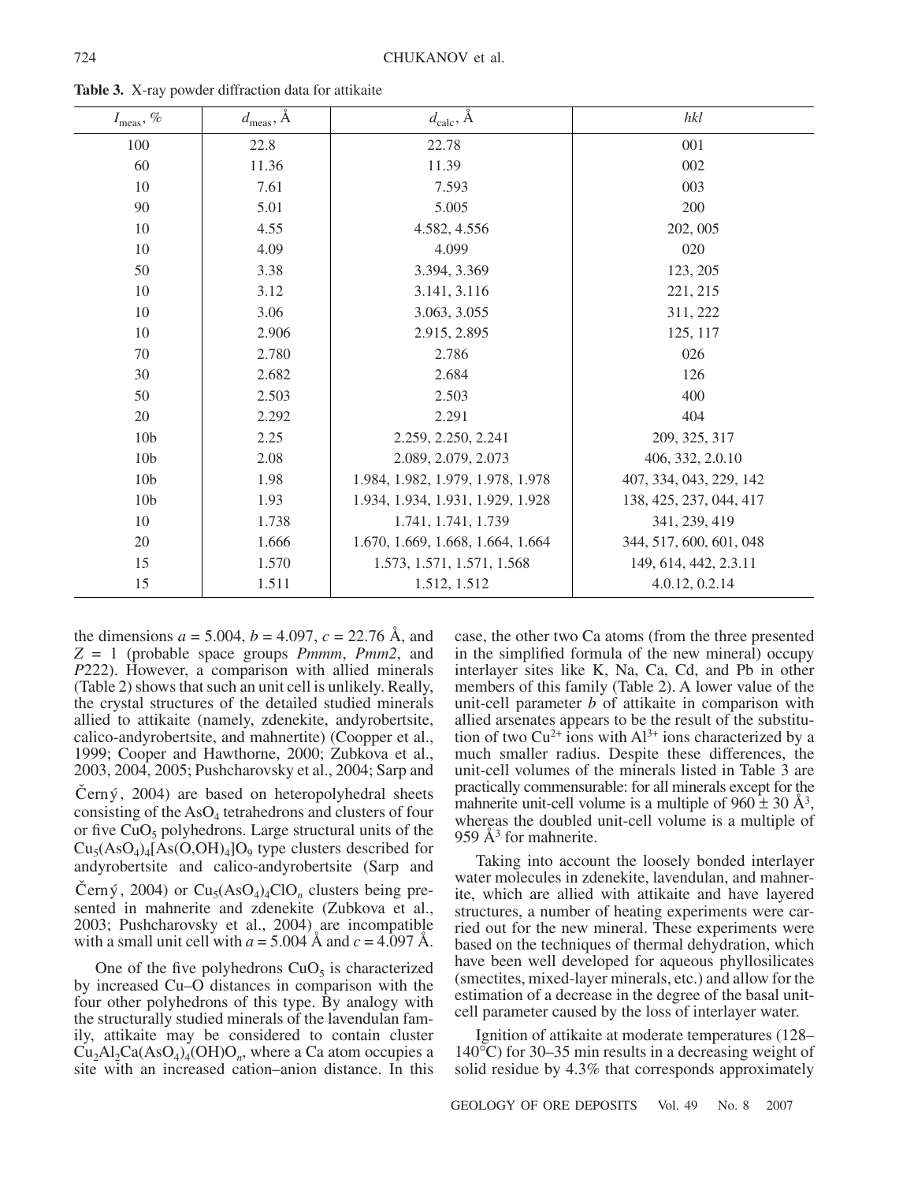**Table 3.** X-ray powder diffraction data for attikaite

| $I_{meas}$, % | $d_{meas}$, Å | $d_{calc}$, Å | *hkl* |
|---|---|---|---|
| 100 | 22.8 | 22.78 | 001 |
| 60 | 11.36 | 11.39 | 002 |
| 10 | 7.61 | 7.593 | 003 |
| 90 | 5.01 | 5.005 | 200 |
| 10 | 4.55 | 4.582, 4.556 | 202, 005 |
| 10 | 4.09 | 4.099 | 020 |
| 50 | 3.38 | 3.394, 3.369 | 123, 205 |
| 10 | 3.12 | 3.141, 3.116 | 221, 215 |
| 10 | 3.06 | 3.063, 3.055 | 311, 222 |
| 10 | 2.906 | 2.915, 2.895 | 125, 117 |
| 70 | 2.780 | 2.786 | 026 |
| 30 | 2.682 | 2.684 | 126 |
| 50 | 2.503 | 2.503 | 400 |
| 20 | 2.292 | 2.291 | 404 |
| 10b | 2.25 | 2.259, 2.250, 2.241 | 209, 325, 317 |
| 10b | 2.08 | 2.089, 2.079, 2.073 | 406, 332, 2.0.10 |
| 10b | 1.98 | 1.984, 1.982, 1.979, 1.978, 1.978 | 407, 334, 043, 229, 142 |
| 10b | 1.93 | 1.934, 1.934, 1.931, 1.929, 1.928 | 138, 425, 237, 044, 417 |
| 10 | 1.738 | 1.741, 1.741, 1.739 | 341, 239, 419 |
| 20 | 1.666 | 1.670, 1.669, 1.668, 1.664, 1.664 | 344, 517, 600, 601, 048 |
| 15 | 1.570 | 1.573, 1.571, 1.571, 1.568 | 149, 614, 442, 2.3.11 |
| 15 | 1.511 | 1.512, 1.512 | 4.0.12, 0.2.14 |

the dimensions $a = 5.004$, $b = 4.097$, $c = 22.76$ Å, and $Z = 1$ (probable space groups *Pmmm*, *Pmm2*, and *P*222). However, a comparison with allied minerals (Table 2) shows that such an unit cell is unlikely. Really, the crystal structures of the detailed studied minerals allied to attikaite (namely, zdenekite, andyrobertsite, calico-andyrobertsite, and mahnertite) (Coopper et al., 1999; Cooper and Hawthorne, 2000; Zubkova et al., 2003, 2004, 2005; Pushcharovsky et al., 2004; Sarp and Černý, 2004) are based on heteropolyhedral sheets consisting of the $AsO_4$ tetrahedrons and clusters of four or five $CuO_5$ polyhedrons. Large structural units of the $Cu_5(AsO_4)_4[As(O,OH)_4]O_9$ type clusters described for andyrobertsite and calico-andyrobertsite (Sarp and Černý, 2004) or $Cu_5(AsO_4)_4ClO_n$ clusters being presented in mahnerite and zdenekite (Zubkova et al., 2003; Pushcharovsky et al., 2004) are incompatible with a small unit cell with $a = 5.004$ Å and $c = 4.097$ Å.

One of the five polyhedrons $CuO_5$ is characterized by increased Cu–O distances in comparison with the four other polyhedrons of this type. By analogy with the structurally studied minerals of the lavendulan family, attikaite may be considered to contain cluster $Cu_2Al_2Ca(AsO_4)_4(OH)O_n$, where a Ca atom occupies a site with an increased cation–anion distance. In this case, the other two Ca atoms (from the three presented in the simplified formula of the new mineral) occupy interlayer sites like K, Na, Ca, Cd, and Pb in other members of this family (Table 2). A lower value of the unit-cell parameter *b* of attikaite in comparison with allied arsenates appears to be the result of the substitution of two $Cu^{2+}$ ions with $Al^{3+}$ ions characterized by a much smaller radius. Despite these differences, the unit-cell volumes of the minerals listed in Table 3 are practically commensurable: for all minerals except for the mahnerite unit-cell volume is a multiple of $960 \pm 30$ Å$^3$, whereas the doubled unit-cell volume is a multiple of 959 Å$^3$ for mahnerite.

Taking into account the loosely bonded interlayer water molecules in zdenekite, lavendulan, and mahnerite, which are allied with attikaite and have layered structures, a number of heating experiments were carried out for the new mineral. These experiments were based on the techniques of thermal dehydration, which have been well developed for aqueous phyllosilicates (smectites, mixed-layer minerals, etc.) and allow for the estimation of a decrease in the degree of the basal unit-cell parameter caused by the loss of interlayer water.

Ignition of attikaite at moderate temperatures (128–140°C) for 30–35 min results in a decreasing weight of solid residue by 4.3% that corresponds approximately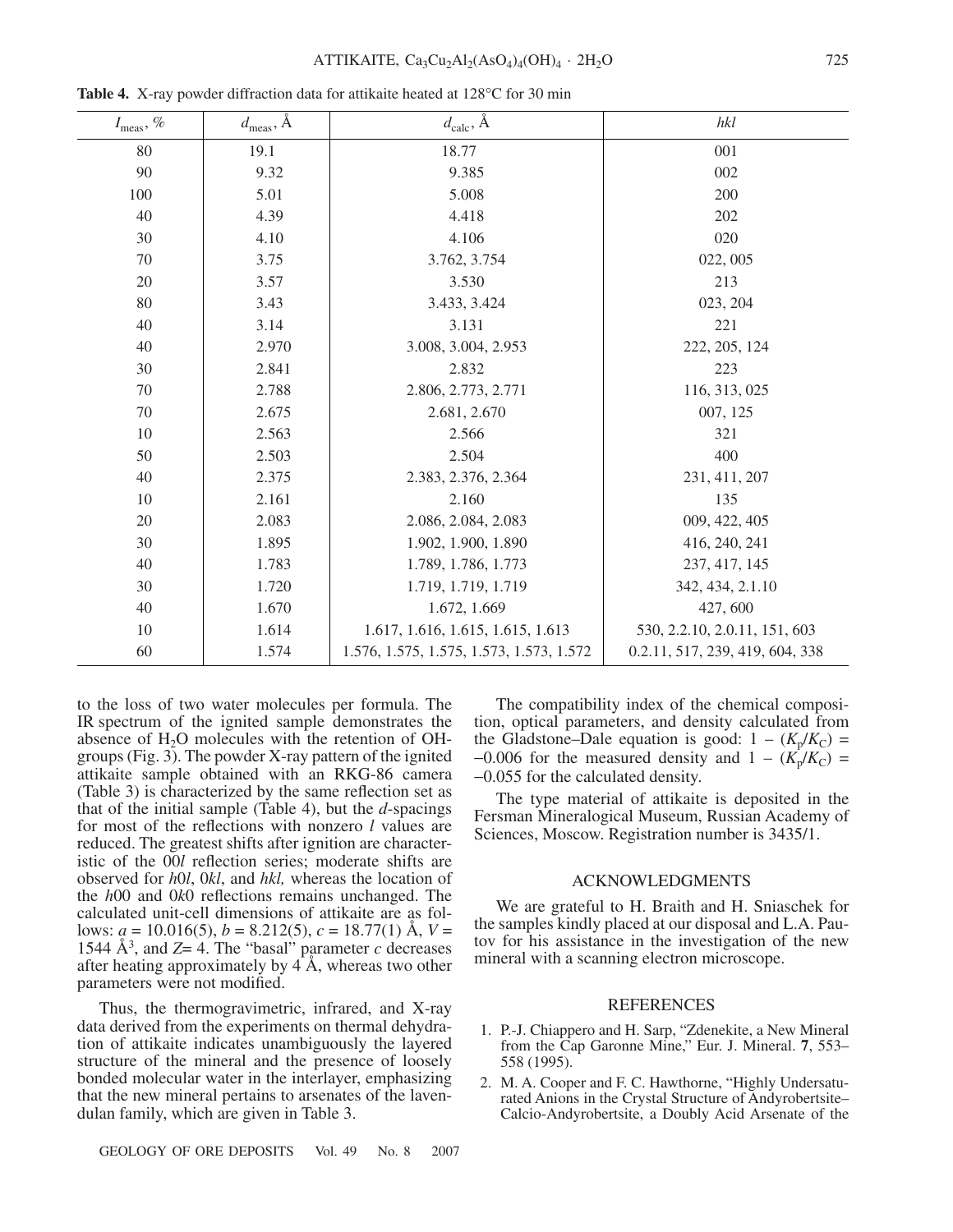**Table 4.** X-ray powder diffraction data for attikaite heated at 128°C for 30 min

| $I_{meas}$, % | $d_{meas}$, Å | $d_{calc}$, Å | *hkl* |
|---|---|---|---|
| 80 | 19.1 | 18.77 | 001 |
| 90 | 9.32 | 9.385 | 002 |
| 100 | 5.01 | 5.008 | 200 |
| 40 | 4.39 | 4.418 | 202 |
| 30 | 4.10 | 4.106 | 020 |
| 70 | 3.75 | 3.762, 3.754 | 022, 005 |
| 20 | 3.57 | 3.530 | 213 |
| 80 | 3.43 | 3.433, 3.424 | 023, 204 |
| 40 | 3.14 | 3.131 | 221 |
| 40 | 2.970 | 3.008, 3.004, 2.953 | 222, 205, 124 |
| 30 | 2.841 | 2.832 | 223 |
| 70 | 2.788 | 2.806, 2.773, 2.771 | 116, 313, 025 |
| 70 | 2.675 | 2.681, 2.670 | 007, 125 |
| 10 | 2.563 | 2.566 | 321 |
| 50 | 2.503 | 2.504 | 400 |
| 40 | 2.375 | 2.383, 2.376, 2.364 | 231, 411, 207 |
| 10 | 2.161 | 2.160 | 135 |
| 20 | 2.083 | 2.086, 2.084, 2.083 | 009, 422, 405 |
| 30 | 1.895 | 1.902, 1.900, 1.890 | 416, 240, 241 |
| 40 | 1.783 | 1.789, 1.786, 1.773 | 237, 417, 145 |
| 30 | 1.720 | 1.719, 1.719, 1.719 | 342, 434, 2.1.10 |
| 40 | 1.670 | 1.672, 1.669 | 427, 600 |
| 10 | 1.614 | 1.617, 1.616, 1.615, 1.615, 1.613 | 530, 2.2.10, 2.0.11, 151, 603 |
| 60 | 1.574 | 1.576, 1.575, 1.575, 1.573, 1.573, 1.572 | 0.2.11, 517, 239, 419, 604, 338 |

to the loss of two water molecules per formula. The IR spectrum of the ignited sample demonstrates the absence of $H_2O$ molecules with the retention of OH-groups (Fig. 3). The powder X-ray pattern of the ignited attikaite sample obtained with an RKG-86 camera (Table 3) is characterized by the same reflection set as that of the initial sample (Table 4), but the *d*-spacings for most of the reflections with nonzero *l* values are reduced. The greatest shifts after ignition are characteristic of the 00*l* reflection series; moderate shifts are observed for *h*0*l*, 0*kl*, and *hkl,* whereas the location of the *h*00 and 0*k*0 reflections remains unchanged. The calculated unit-cell dimensions of attikaite are as follows: $a$ = 10.016(5), $b$ = 8.212(5), $c$ = 18.77(1) Å, $V$ = 1544 Å$^3$, and $Z$= 4. The "basal" parameter $c$ decreases after heating approximately by 4 Å, whereas two other parameters were not modified.

Thus, the thermogravimetric, infrared, and X-ray data derived from the experiments on thermal dehydration of attikaite indicates unambiguously the layered structure of the mineral and the presence of loosely bonded molecular water in the interlayer, emphasizing that the new mineral pertains to arsenates of the lavendulan family, which are given in Table 3.

The compatibility index of the chemical composition, optical parameters, and density calculated from the Gladstone–Dale equation is good: $1 - (K_p/K_C) = -0.006$ for the measured density and $1 - (K_p/K_C) = -0.055$ for the calculated density.

The type material of attikaite is deposited in the Fersman Mineralogical Museum, Russian Academy of Sciences, Moscow. Registration number is 3435/1.

## ACKNOWLEDGMENTS

We are grateful to H. Braith and H. Sniaschek for the samples kindly placed at our disposal and L.A. Pautov for his assistance in the investigation of the new mineral with a scanning electron microscope.

## REFERENCES

1. P.-J. Chiappero and H. Sarp, "Zdenekite, a New Mineral from the Cap Garonne Mine," Eur. J. Mineral. **7**, 553–558 (1995).
2. M. A. Cooper and F. C. Hawthorne, "Highly Undersaturated Anions in the Crystal Structure of Andyrobertsite–Calcio-Andyrobertsite, a Doubly Acid Arsenate of the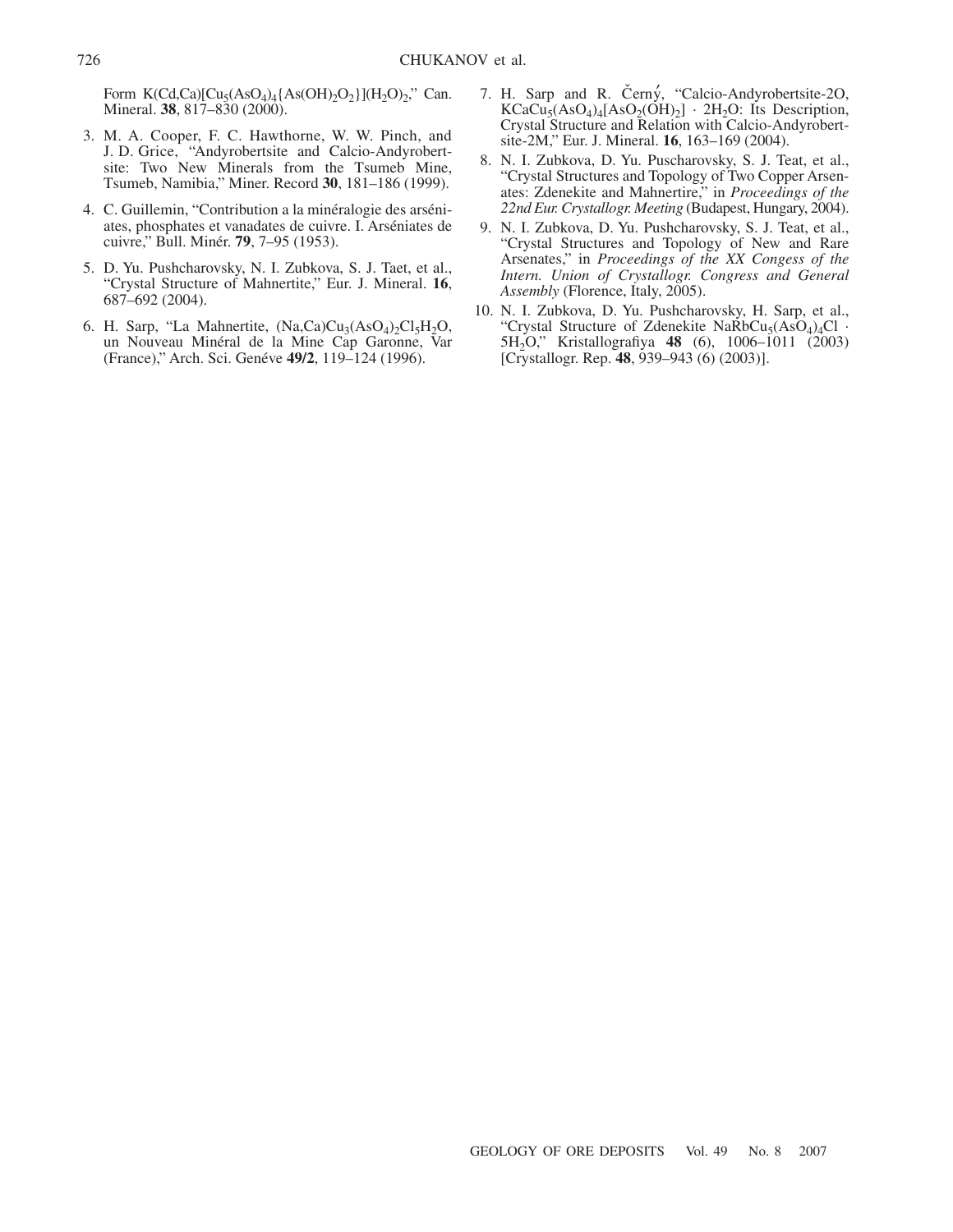Form $K(Cd,Ca)[Cu_5(AsO_4)_4\{As(OH)_2O_2\}](H_2O)_2$," Can. Mineral. **38**, 817–830 (2000).

3. M. A. Cooper, F. C. Hawthorne, W. W. Pinch, and J. D. Grice, "Andyrobertsite and Calcio-Andyrobertsite: Two New Minerals from the Tsumeb Mine, Tsumeb, Namibia," Miner. Record **30**, 181–186 (1999).

4. C. Guillemin, "Contribution a la minéralogie des arséniates, phosphates et vanadates de cuivre. I. Arséniates de cuivre," Bull. Minér. **79**, 7–95 (1953).

5. D. Yu. Pushcharovsky, N. I. Zubkova, S. J. Taet, et al., "Crystal Structure of Mahnertite," Eur. J. Mineral. **16**, 687–692 (2004).

6. H. Sarp, "La Mahnertite, $(Na,Ca)Cu_3(AsO_4)_2Cl_5H_2O$, un Nouveau Minéral de la Mine Cap Garonne, Var (France)," Arch. Sci. Genéve **49/2**, 119–124 (1996).

7. H. Sarp and R. Černý, "Calcio-Andyrobertsite-2O, $KCaCu_5(AsO_4)_4[AsO_2(OH)_2] \cdot 2H_2O$: Its Description, Crystal Structure and Relation with Calcio-Andyrobertsite-2M," Eur. J. Mineral. **16**, 163–169 (2004).

8. N. I. Zubkova, D. Yu. Puscharovsky, S. J. Teat, et al., "Crystal Structures and Topology of Two Copper Arsenates: Zdenekite and Mahnertire," in *Proceedings of the 22nd Eur. Crystallogr. Meeting* (Budapest, Hungary, 2004).

9. N. I. Zubkova, D. Yu. Pushcharovsky, S. J. Teat, et al., "Crystal Structures and Topology of New and Rare Arsenates," in *Proceedings of the XX Congess of the Intern. Union of Crystallogr. Congress and General Assembly* (Florence, Italy, 2005).

10. N. I. Zubkova, D. Yu. Pushcharovsky, H. Sarp, et al., "Crystal Structure of Zdenekite $NaRbCu_5(AsO_4)_4Cl \cdot 5H_2O$," Kristallografiya **48** (6), 1006–1011 (2003) [Crystallogr. Rep. **48**, 939–943 (6) (2003)].